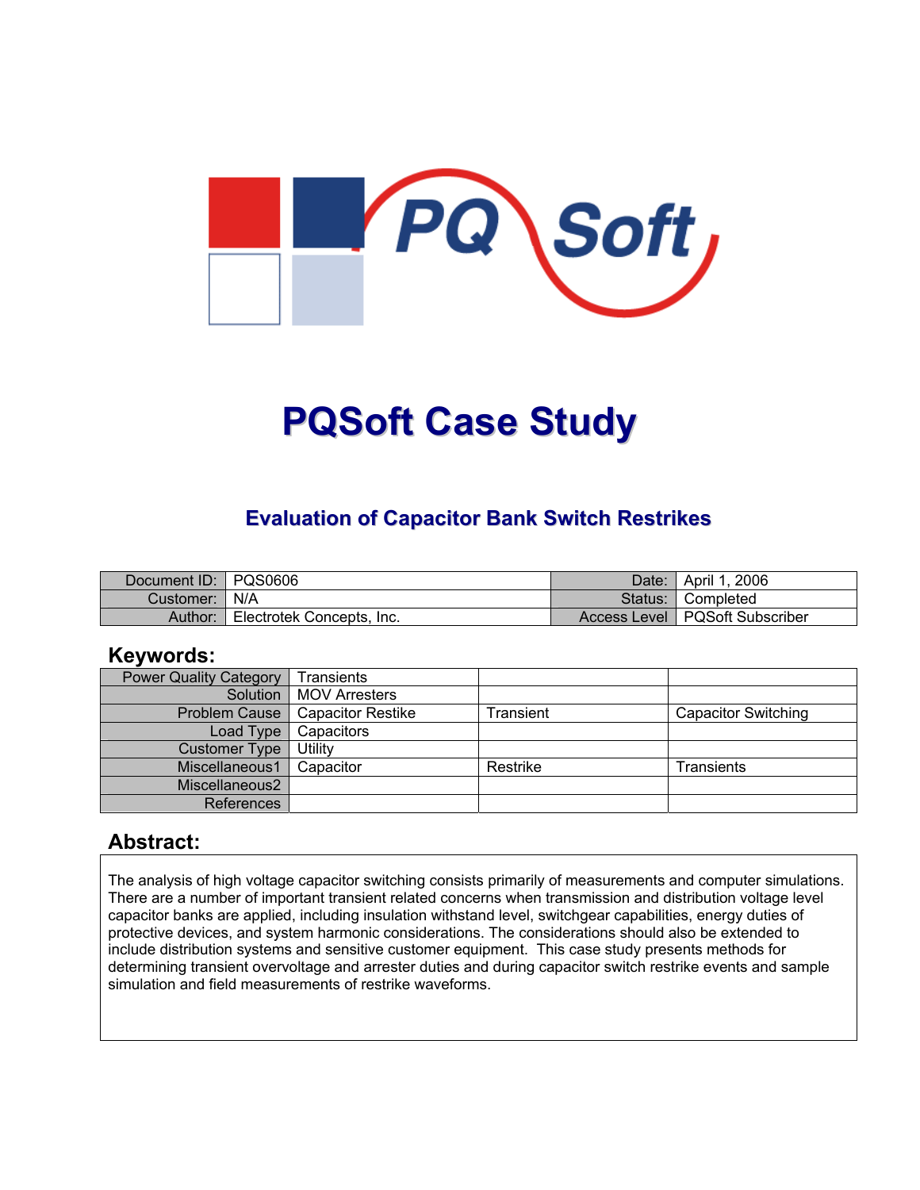# PQSoft Case Study

## Evaluation of Capacitor Bank Switch Restrikes

| Document ID: | PQS0606 | Date: | April 1, 2006 |
|---|---|---|---|
| Customer: | N/A | Status: | Completed |
| Author: | Electrotek Concepts, Inc. | Access Level | PQSoft Subscriber |

## Keywords:

| Power Quality Category | Transients | | |
|---|---|---|---|
| Solution | MOV Arresters | | |
| Problem Cause | Capacitor Restike | Transient | Capacitor Switching |
| Load Type | Capacitors | | |
| Customer Type | Utility | | |
| Miscellaneous1 | Capacitor | Restrike | Transients |
| Miscellaneous2 | | | |
| References | | | |

## Abstract:

The analysis of high voltage capacitor switching consists primarily of measurements and computer simulations. There are a number of important transient related concerns when transmission and distribution voltage level capacitor banks are applied, including insulation withstand level, switchgear capabilities, energy duties of protective devices, and system harmonic considerations. The considerations should also be extended to include distribution systems and sensitive customer equipment. This case study presents methods for determining transient overvoltage and arrester duties and during capacitor switch restrike events and sample simulation and field measurements of restrike waveforms.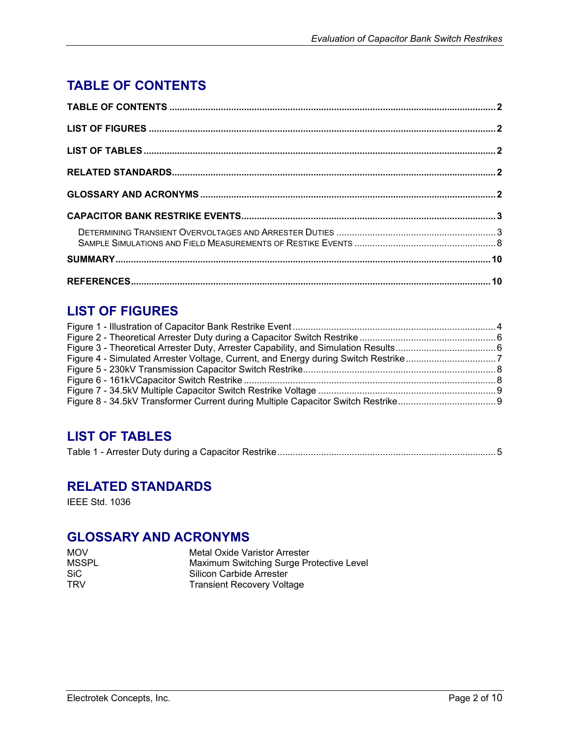# TABLE OF CONTENTS

**TABLE OF CONTENTS** .......... **2**

**LIST OF FIGURES** .......... **2**

**LIST OF TABLES** .......... **2**

**RELATED STANDARDS** .......... **2**

**GLOSSARY AND ACRONYMS** .......... **2**

**CAPACITOR BANK RESTRIKE EVENTS** .......... **3**

- DETERMINING TRANSIENT OVERVOLTAGES AND ARRESTER DUTIES .......... 3
- SAMPLE SIMULATIONS AND FIELD MEASUREMENTS OF RESTIKE EVENTS .......... 8

**SUMMARY** .......... **10**

**REFERENCES** .......... **10**

# LIST OF FIGURES

Figure 1 - Illustration of Capacitor Bank Restrike Event .......... 4
Figure 2 - Theoretical Arrester Duty during a Capacitor Switch Restrike .......... 6
Figure 3 - Theoretical Arrester Duty, Arrester Capability, and Simulation Results .......... 6
Figure 4 - Simulated Arrester Voltage, Current, and Energy during Switch Restrike .......... 7
Figure 5 - 230kV Transmission Capacitor Switch Restrike .......... 8
Figure 6 - 161kVCapacitor Switch Restrike .......... 8
Figure 7 - 34.5kV Multiple Capacitor Switch Restrike Voltage .......... 9
Figure 8 - 34.5kV Transformer Current during Multiple Capacitor Switch Restrike .......... 9

# LIST OF TABLES

Table 1 - Arrester Duty during a Capacitor Restrike .......... 5

# RELATED STANDARDS

IEEE Std. 1036

# GLOSSARY AND ACRONYMS

| | |
|---|---|
| MOV | Metal Oxide Varistor Arrester |
| MSSPL | Maximum Switching Surge Protective Level |
| SiC | Silicon Carbide Arrester |
| TRV | Transient Recovery Voltage |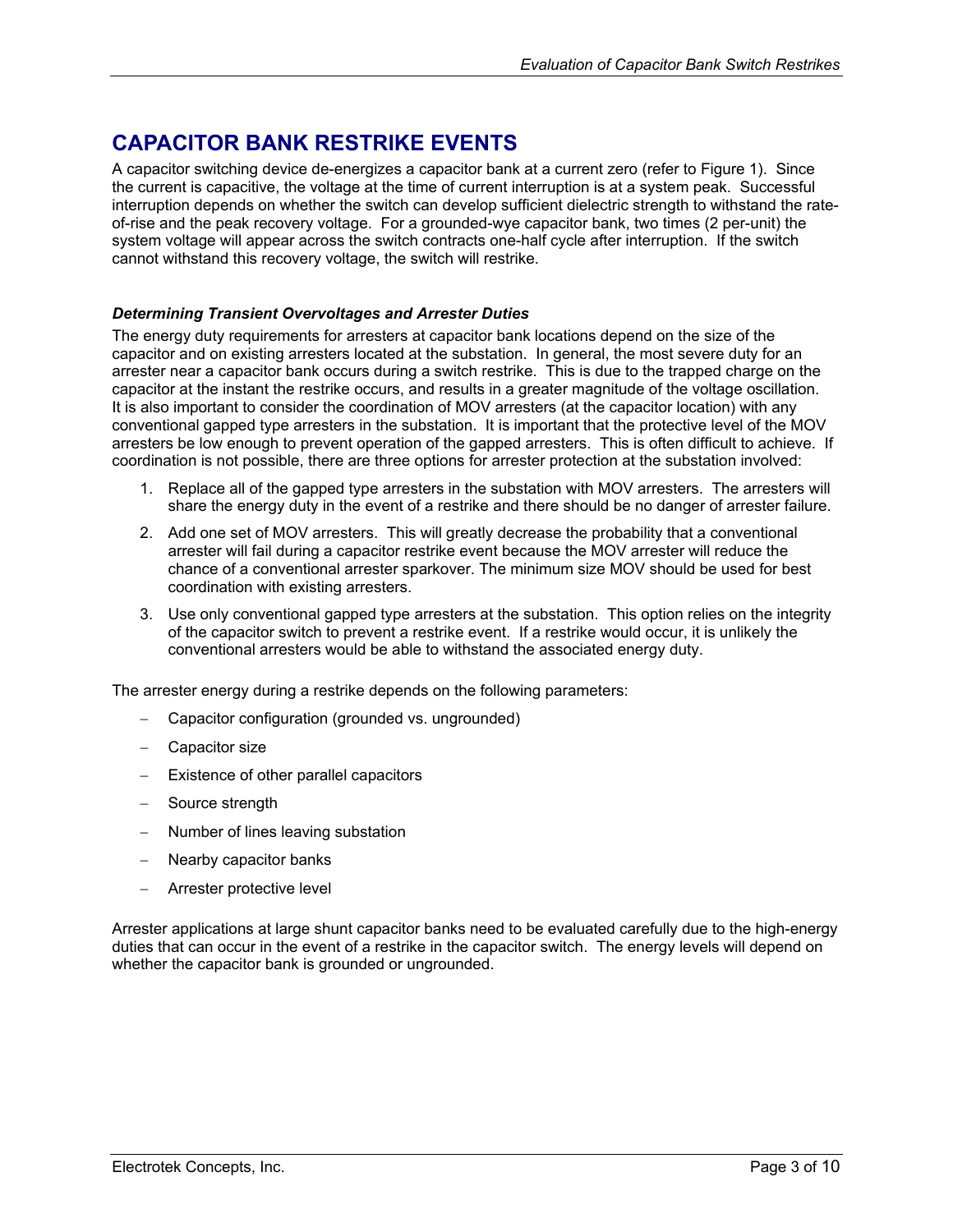# CAPACITOR BANK RESTRIKE EVENTS

A capacitor switching device de-energizes a capacitor bank at a current zero (refer to Figure 1). Since the current is capacitive, the voltage at the time of current interruption is at a system peak. Successful interruption depends on whether the switch can develop sufficient dielectric strength to withstand the rate-of-rise and the peak recovery voltage. For a grounded-wye capacitor bank, two times (2 per-unit) the system voltage will appear across the switch contracts one-half cycle after interruption. If the switch cannot withstand this recovery voltage, the switch will restrike.

### *Determining Transient Overvoltages and Arrester Duties*

The energy duty requirements for arresters at capacitor bank locations depend on the size of the capacitor and on existing arresters located at the substation. In general, the most severe duty for an arrester near a capacitor bank occurs during a switch restrike. This is due to the trapped charge on the capacitor at the instant the restrike occurs, and results in a greater magnitude of the voltage oscillation. It is also important to consider the coordination of MOV arresters (at the capacitor location) with any conventional gapped type arresters in the substation. It is important that the protective level of the MOV arresters be low enough to prevent operation of the gapped arresters. This is often difficult to achieve. If coordination is not possible, there are three options for arrester protection at the substation involved:

1. Replace all of the gapped type arresters in the substation with MOV arresters. The arresters will share the energy duty in the event of a restrike and there should be no danger of arrester failure.
2. Add one set of MOV arresters. This will greatly decrease the probability that a conventional arrester will fail during a capacitor restrike event because the MOV arrester will reduce the chance of a conventional arrester sparkover. The minimum size MOV should be used for best coordination with existing arresters.
3. Use only conventional gapped type arresters at the substation. This option relies on the integrity of the capacitor switch to prevent a restrike event. If a restrike would occur, it is unlikely the conventional arresters would be able to withstand the associated energy duty.

The arrester energy during a restrike depends on the following parameters:

- Capacitor configuration (grounded vs. ungrounded)
- Capacitor size
- Existence of other parallel capacitors
- Source strength
- Number of lines leaving substation
- Nearby capacitor banks
- Arrester protective level

Arrester applications at large shunt capacitor banks need to be evaluated carefully due to the high-energy duties that can occur in the event of a restrike in the capacitor switch. The energy levels will depend on whether the capacitor bank is grounded or ungrounded.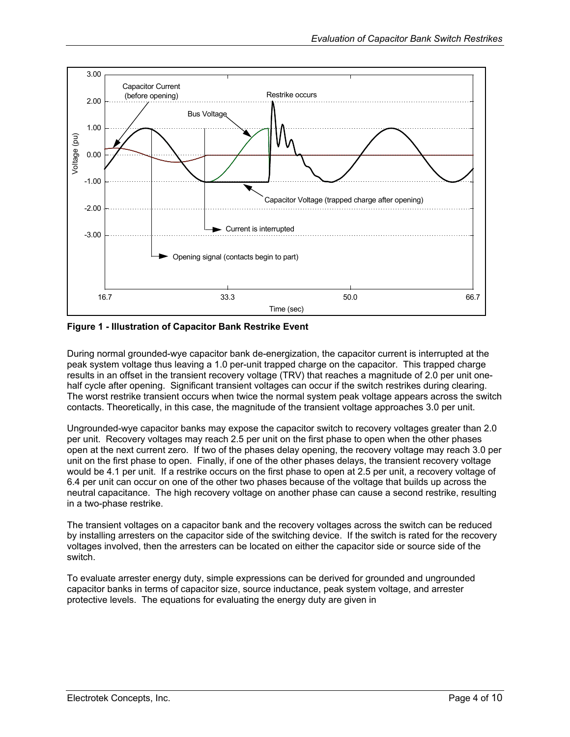**Figure 1 - Illustration of Capacitor Bank Restrike Event**

During normal grounded-wye capacitor bank de-energization, the capacitor current is interrupted at the peak system voltage thus leaving a 1.0 per-unit trapped charge on the capacitor. This trapped charge results in an offset in the transient recovery voltage (TRV) that reaches a magnitude of 2.0 per unit one-half cycle after opening. Significant transient voltages can occur if the switch restrikes during clearing. The worst restrike transient occurs when twice the normal system peak voltage appears across the switch contacts. Theoretically, in this case, the magnitude of the transient voltage approaches 3.0 per unit.

Ungrounded-wye capacitor banks may expose the capacitor switch to recovery voltages greater than 2.0 per unit. Recovery voltages may reach 2.5 per unit on the first phase to open when the other phases open at the next current zero. If two of the phases delay opening, the recovery voltage may reach 3.0 per unit on the first phase to open. Finally, if one of the other phases delays, the transient recovery voltage would be 4.1 per unit. If a restrike occurs on the first phase to open at 2.5 per unit, a recovery voltage of 6.4 per unit can occur on one of the other two phases because of the voltage that builds up across the neutral capacitance. The high recovery voltage on another phase can cause a second restrike, resulting in a two-phase restrike.

The transient voltages on a capacitor bank and the recovery voltages across the switch can be reduced by installing arresters on the capacitor side of the switching device. If the switch is rated for the recovery voltages involved, then the arresters can be located on either the capacitor side or source side of the switch.

To evaluate arrester energy duty, simple expressions can be derived for grounded and ungrounded capacitor banks in terms of capacitor size, source inductance, peak system voltage, and arrester protective levels. The equations for evaluating the energy duty are given in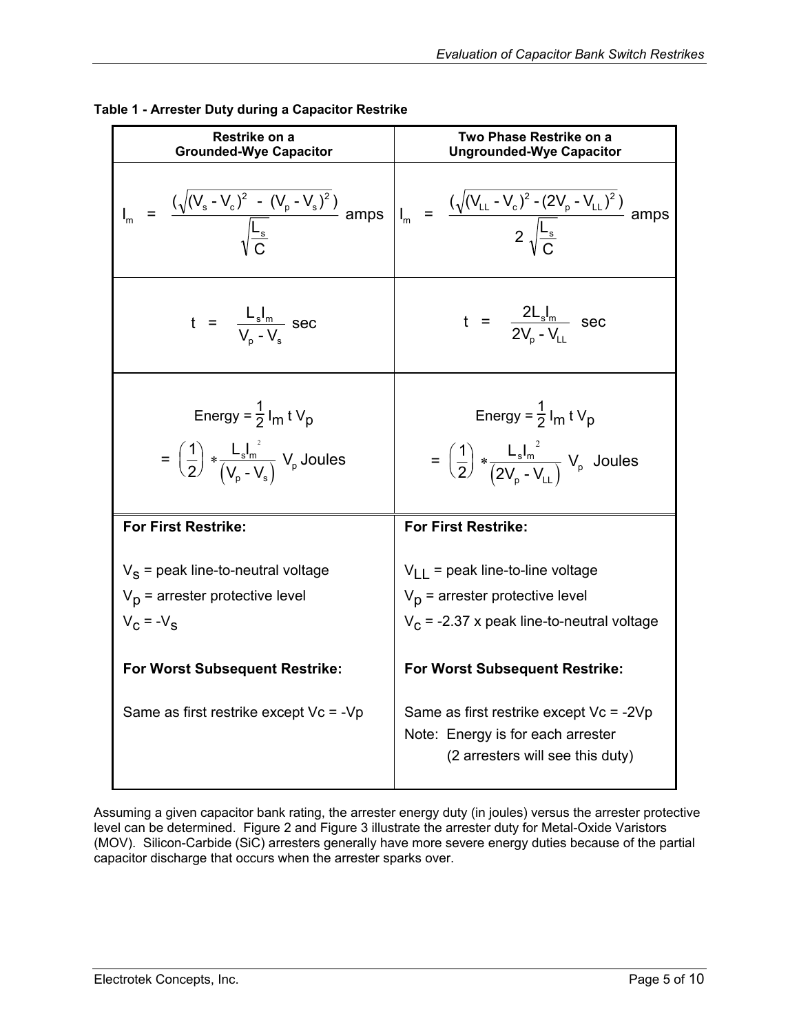**Table 1 - Arrester Duty during a Capacitor Restrike**

| Restrike on a Grounded-Wye Capacitor | Two Phase Restrike on a Ungrounded-Wye Capacitor |
|---|---|
| $I_m = \dfrac{\left(\sqrt{(V_s - V_c)^2 - (V_p - V_s)^2}\right)}{\sqrt{\dfrac{L_s}{C}}}$ amps | $I_m = \dfrac{\left(\sqrt{(V_{LL} - V_c)^2 - (2V_p - V_{LL})^2}\right)}{2\sqrt{\dfrac{L_s}{C}}}$ amps |
| $t = \dfrac{L_s I_m}{V_p - V_s}$ sec | $t = \dfrac{2L_s I_m}{2V_p - V_{LL}}$ sec |
| $\text{Energy} = \frac{1}{2} I_m \, t \, V_p$ $= \left(\frac{1}{2}\right) * \dfrac{L_s I_m^2}{(V_p - V_s)} V_p$ Joules | $\text{Energy} = \frac{1}{2} I_m \, t \, V_p$ $= \left(\frac{1}{2}\right) * \dfrac{L_s I_m^2}{(2V_p - V_{LL})} V_p$ Joules |
| **For First Restrike:**<br><br>$V_s$ = peak line-to-neutral voltage<br>$V_p$ = arrester protective level<br>$V_c = -V_s$<br><br>**For Worst Subsequent Restrike:**<br><br>Same as first restrike except $V_c = -V_p$ | **For First Restrike:**<br><br>$V_{LL}$ = peak line-to-line voltage<br>$V_p$ = arrester protective level<br>$V_c$ = -2.37 x peak line-to-neutral voltage<br><br>**For Worst Subsequent Restrike:**<br><br>Same as first restrike except $V_c = -2V_p$<br>Note: Energy is for each arrester (2 arresters will see this duty) |

Assuming a given capacitor bank rating, the arrester energy duty (in joules) versus the arrester protective level can be determined. Figure 2 and Figure 3 illustrate the arrester duty for Metal-Oxide Varistors (MOV). Silicon-Carbide (SiC) arresters generally have more severe energy duties because of the partial capacitor discharge that occurs when the arrester sparks over.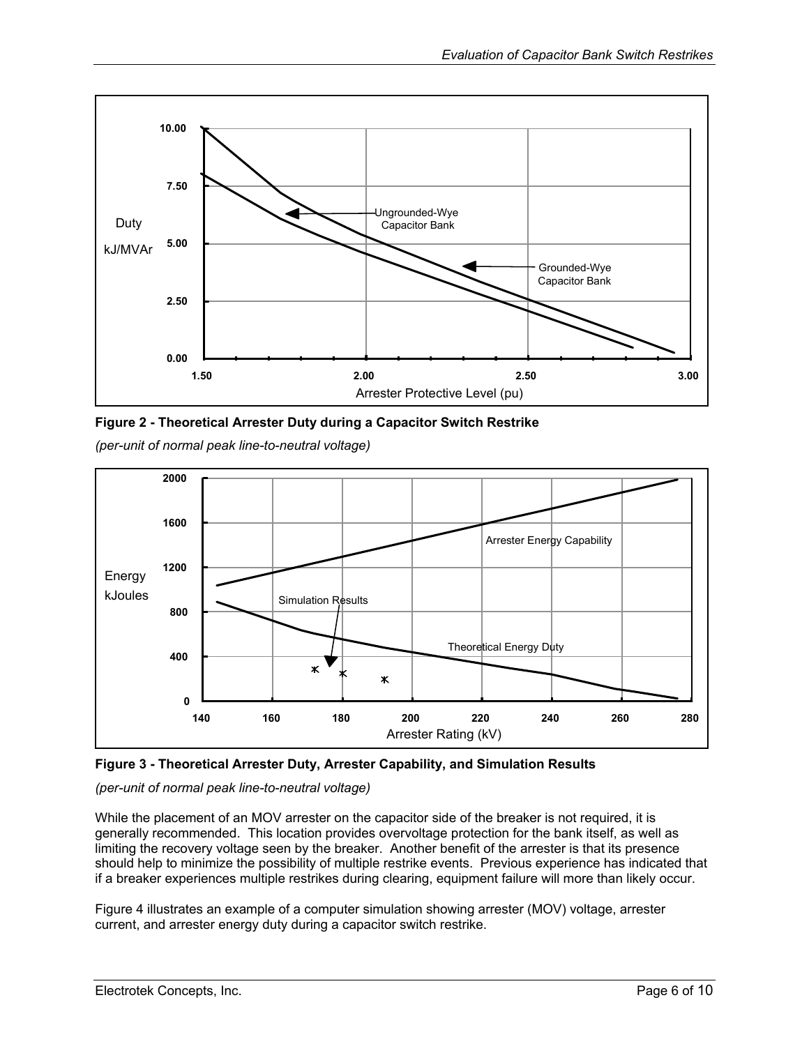**Figure 2 - Theoretical Arrester Duty during a Capacitor Switch Restrike**

*(per-unit of normal peak line-to-neutral voltage)*

**Figure 3 - Theoretical Arrester Duty, Arrester Capability, and Simulation Results**

*(per-unit of normal peak line-to-neutral voltage)*

While the placement of an MOV arrester on the capacitor side of the breaker is not required, it is generally recommended. This location provides overvoltage protection for the bank itself, as well as limiting the recovery voltage seen by the breaker. Another benefit of the arrester is that its presence should help to minimize the possibility of multiple restrike events. Previous experience has indicated that if a breaker experiences multiple restrikes during clearing, equipment failure will more than likely occur.

Figure 4 illustrates an example of a computer simulation showing arrester (MOV) voltage, arrester current, and arrester energy duty during a capacitor switch restrike.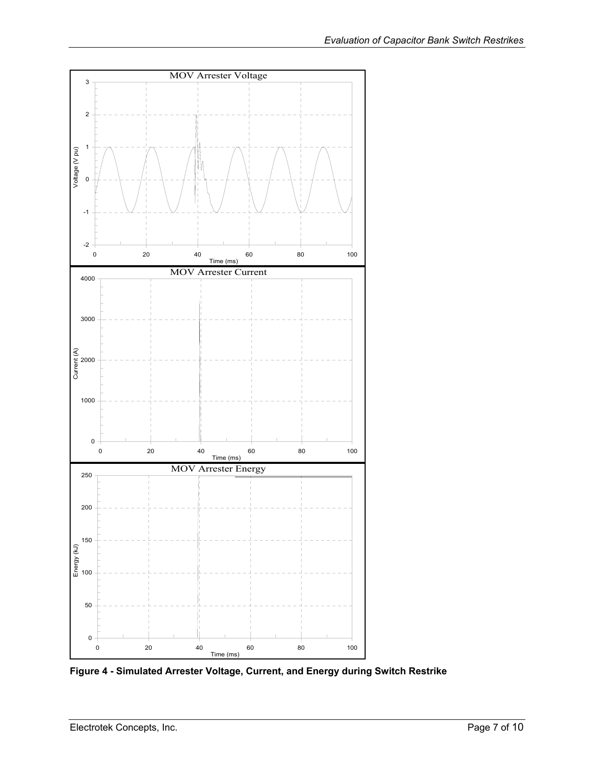**Figure 4 - Simulated Arrester Voltage, Current, and Energy during Switch Restrike**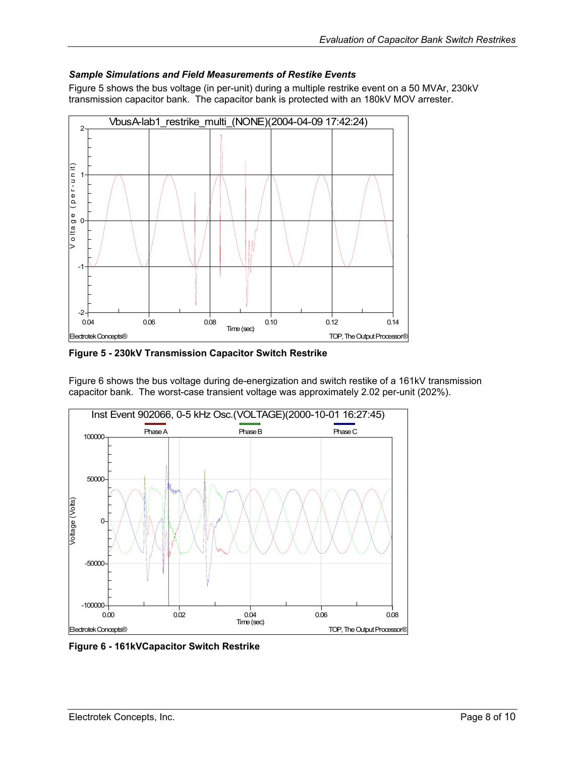### *Sample Simulations and Field Measurements of Restike Events*

Figure 5 shows the bus voltage (in per-unit) during a multiple restrike event on a 50 MVAr, 230kV transmission capacitor bank. The capacitor bank is protected with an 180kV MOV arrester.

**Figure 5 - 230kV Transmission Capacitor Switch Restrike**

Figure 6 shows the bus voltage during de-energization and switch restike of a 161kV transmission capacitor bank. The worst-case transient voltage was approximately 2.02 per-unit (202%).

**Figure 6 - 161kVCapacitor Switch Restrike**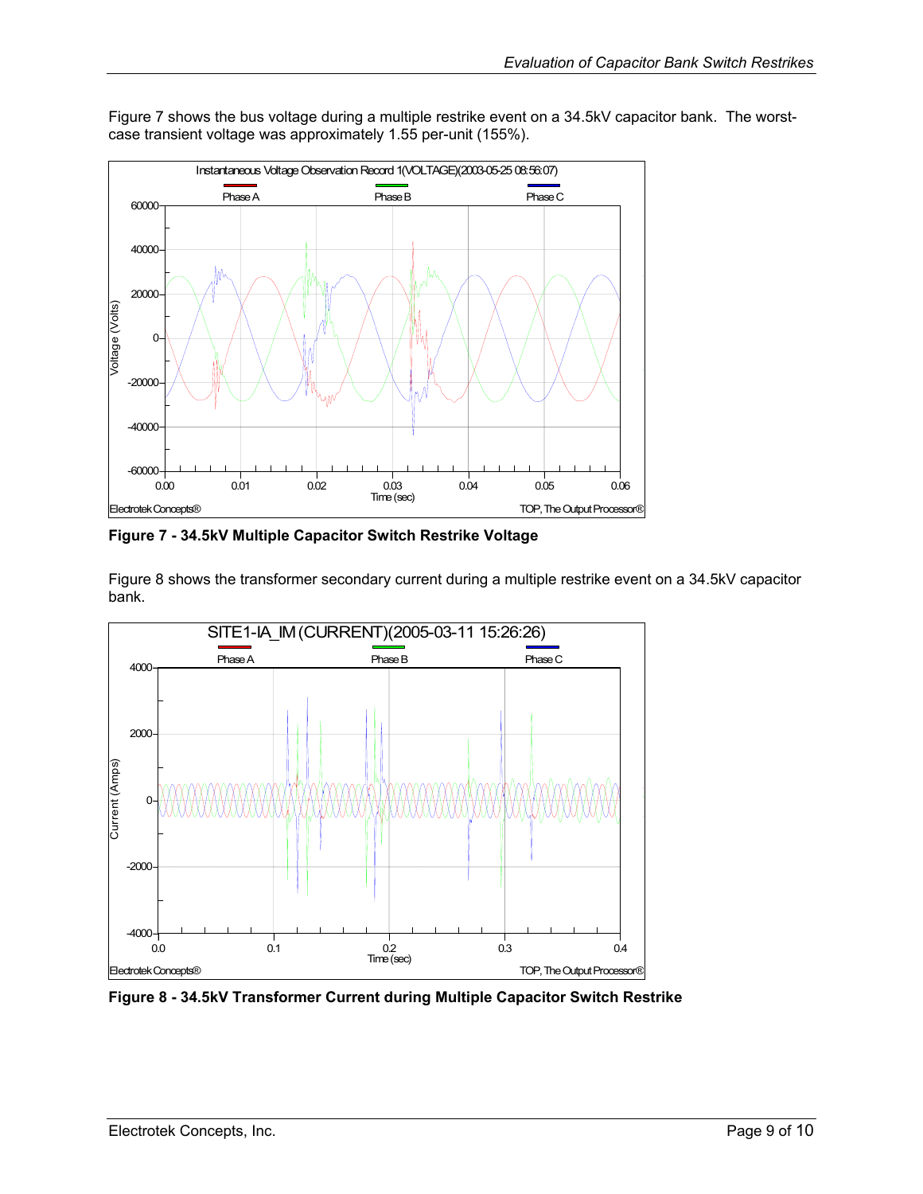Figure 7 shows the bus voltage during a multiple restrike event on a 34.5kV capacitor bank. The worst-case transient voltage was approximately 1.55 per-unit (155%).

**Figure 7 - 34.5kV Multiple Capacitor Switch Restrike Voltage**

Figure 8 shows the transformer secondary current during a multiple restrike event on a 34.5kV capacitor bank.

**Figure 8 - 34.5kV Transformer Current during Multiple Capacitor Switch Restrike**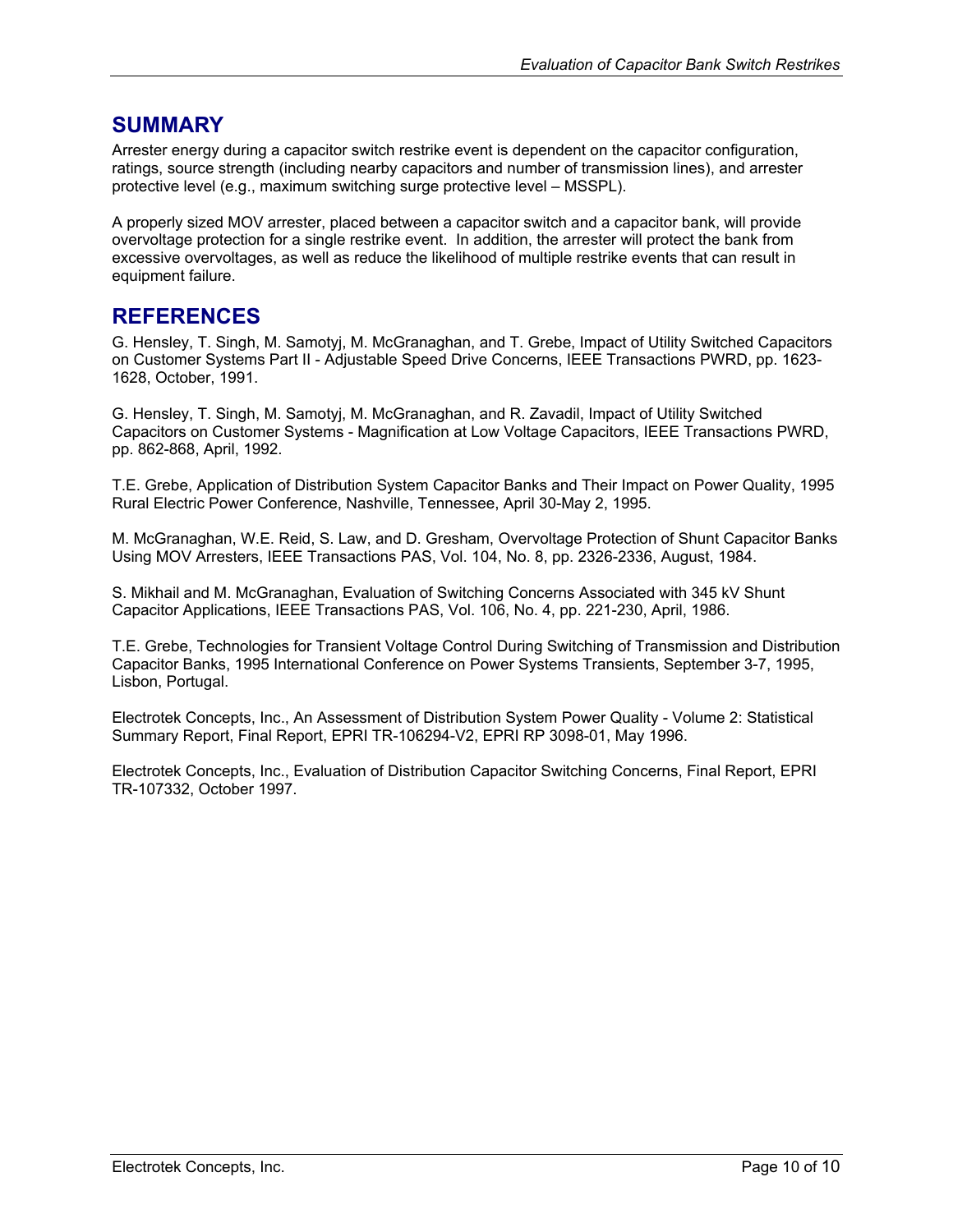## SUMMARY

Arrester energy during a capacitor switch restrike event is dependent on the capacitor configuration, ratings, source strength (including nearby capacitors and number of transmission lines), and arrester protective level (e.g., maximum switching surge protective level – MSSPL).

A properly sized MOV arrester, placed between a capacitor switch and a capacitor bank, will provide overvoltage protection for a single restrike event. In addition, the arrester will protect the bank from excessive overvoltages, as well as reduce the likelihood of multiple restrike events that can result in equipment failure.

## REFERENCES

G. Hensley, T. Singh, M. Samotyj, M. McGranaghan, and T. Grebe, Impact of Utility Switched Capacitors on Customer Systems Part II - Adjustable Speed Drive Concerns, IEEE Transactions PWRD, pp. 1623-1628, October, 1991.

G. Hensley, T. Singh, M. Samotyj, M. McGranaghan, and R. Zavadil, Impact of Utility Switched Capacitors on Customer Systems - Magnification at Low Voltage Capacitors, IEEE Transactions PWRD, pp. 862-868, April, 1992.

T.E. Grebe, Application of Distribution System Capacitor Banks and Their Impact on Power Quality, 1995 Rural Electric Power Conference, Nashville, Tennessee, April 30-May 2, 1995.

M. McGranaghan, W.E. Reid, S. Law, and D. Gresham, Overvoltage Protection of Shunt Capacitor Banks Using MOV Arresters, IEEE Transactions PAS, Vol. 104, No. 8, pp. 2326-2336, August, 1984.

S. Mikhail and M. McGranaghan, Evaluation of Switching Concerns Associated with 345 kV Shunt Capacitor Applications, IEEE Transactions PAS, Vol. 106, No. 4, pp. 221-230, April, 1986.

T.E. Grebe, Technologies for Transient Voltage Control During Switching of Transmission and Distribution Capacitor Banks, 1995 International Conference on Power Systems Transients, September 3-7, 1995, Lisbon, Portugal.

Electrotek Concepts, Inc., An Assessment of Distribution System Power Quality - Volume 2: Statistical Summary Report, Final Report, EPRI TR-106294-V2, EPRI RP 3098-01, May 1996.

Electrotek Concepts, Inc., Evaluation of Distribution Capacitor Switching Concerns, Final Report, EPRI TR-107332, October 1997.